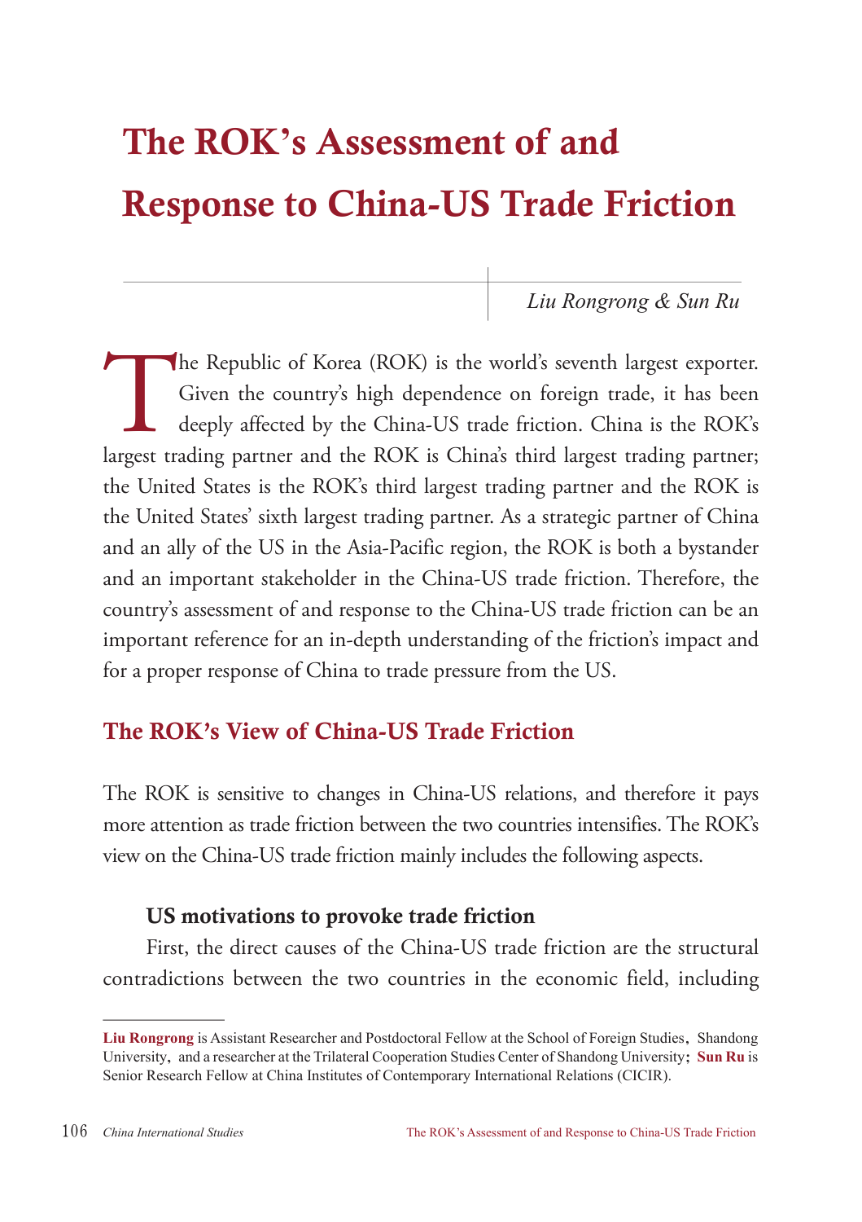# The ROK's Assessment of and Response to China-US Trade Friction

*Liu Rongrong & Sun Ru*

The Republic of Korea (ROK) is the world's seventh largest exporter. Given the country's high dependence on foreign trade, it has been deeply affected by the China-US trade friction. China is the ROK's largest trading partner and the ROK is China's third largest trading partner; the United States is the ROK's third largest trading partner and the ROK is the United States' sixth largest trading partner. As a strategic partner of China and an ally of the US in the Asia-Pacific region, the ROK is both a bystander and an important stakeholder in the China-US trade friction. Therefore, the country's assessment of and response to the China-US trade friction can be an important reference for an in-depth understanding of the friction's impact and for a proper response of China to trade pressure from the US.

## The ROK's View of China-US Trade Friction

The ROK is sensitive to changes in China-US relations, and therefore it pays more attention as trade friction between the two countries intensifies. The ROK's view on the China-US trade friction mainly includes the following aspects.

### US motivations to provoke trade friction

First, the direct causes of the China-US trade friction are the structural contradictions between the two countries in the economic field, including

---

**Liu Rongrong** is Assistant Researcher and Postdoctoral Fellow at the School of Foreign Studies, Shandong University, and a researcher at the Trilateral Cooperation Studies Center of Shandong University; **Sun Ru** is Senior Research Fellow at China Institutes of Contemporary International Relations (CICIR).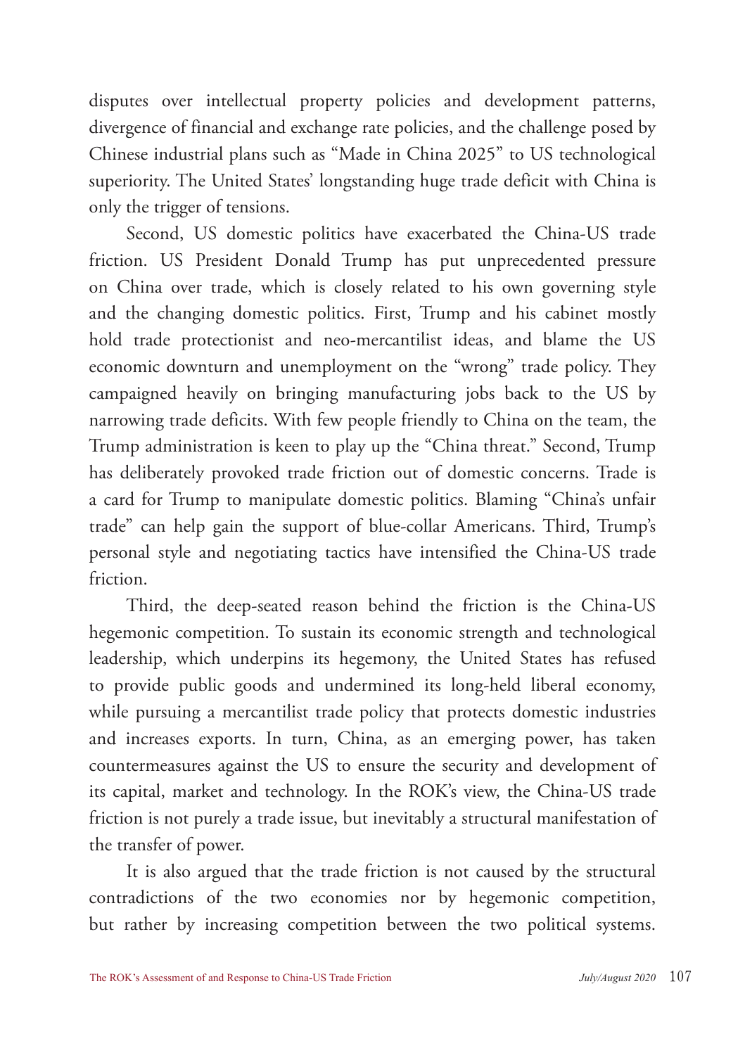disputes over intellectual property policies and development patterns, divergence of financial and exchange rate policies, and the challenge posed by Chinese industrial plans such as "Made in China 2025" to US technological superiority. The United States' longstanding huge trade deficit with China is only the trigger of tensions.

Second, US domestic politics have exacerbated the China-US trade friction. US President Donald Trump has put unprecedented pressure on China over trade, which is closely related to his own governing style and the changing domestic politics. First, Trump and his cabinet mostly hold trade protectionist and neo-mercantilist ideas, and blame the US economic downturn and unemployment on the "wrong" trade policy. They campaigned heavily on bringing manufacturing jobs back to the US by narrowing trade deficits. With few people friendly to China on the team, the Trump administration is keen to play up the "China threat." Second, Trump has deliberately provoked trade friction out of domestic concerns. Trade is a card for Trump to manipulate domestic politics. Blaming "China's unfair trade" can help gain the support of blue-collar Americans. Third, Trump's personal style and negotiating tactics have intensified the China-US trade friction.

Third, the deep-seated reason behind the friction is the China-US hegemonic competition. To sustain its economic strength and technological leadership, which underpins its hegemony, the United States has refused to provide public goods and undermined its long-held liberal economy, while pursuing a mercantilist trade policy that protects domestic industries and increases exports. In turn, China, as an emerging power, has taken countermeasures against the US to ensure the security and development of its capital, market and technology. In the ROK's view, the China-US trade friction is not purely a trade issue, but inevitably a structural manifestation of the transfer of power.

It is also argued that the trade friction is not caused by the structural contradictions of the two economies nor by hegemonic competition, but rather by increasing competition between the two political systems.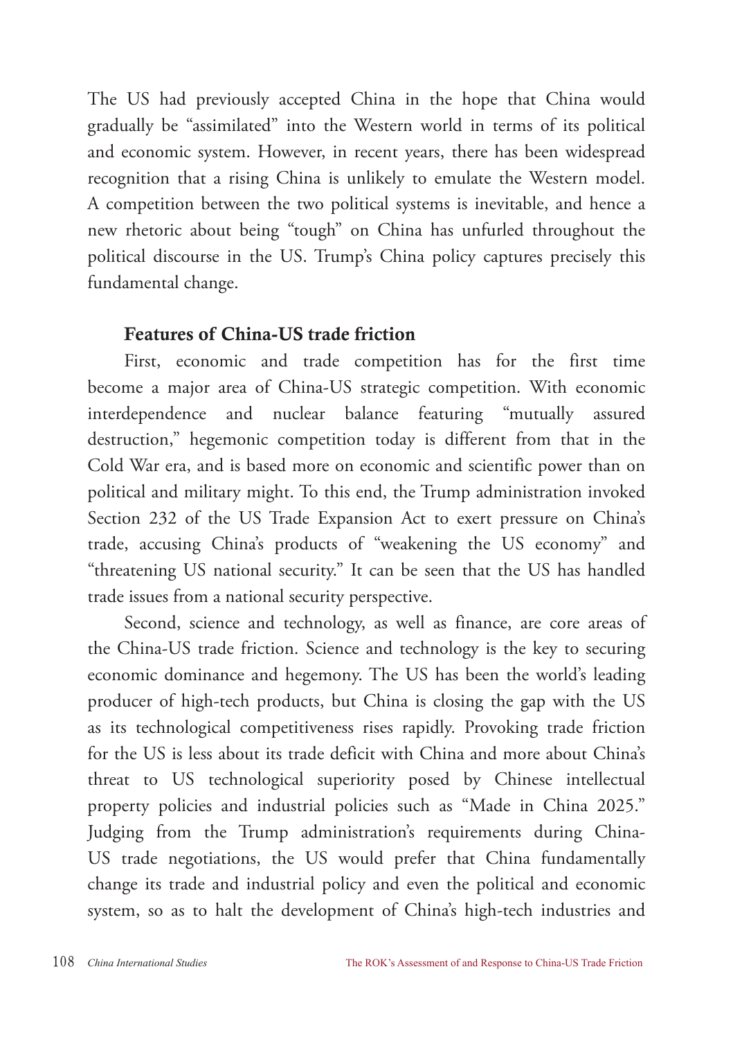The US had previously accepted China in the hope that China would gradually be "assimilated" into the Western world in terms of its political and economic system. However, in recent years, there has been widespread recognition that a rising China is unlikely to emulate the Western model. A competition between the two political systems is inevitable, and hence a new rhetoric about being "tough" on China has unfurled throughout the political discourse in the US. Trump's China policy captures precisely this fundamental change.

### Features of China-US trade friction

First, economic and trade competition has for the first time become a major area of China-US strategic competition. With economic interdependence and nuclear balance featuring "mutually assured destruction," hegemonic competition today is different from that in the Cold War era, and is based more on economic and scientific power than on political and military might. To this end, the Trump administration invoked Section 232 of the US Trade Expansion Act to exert pressure on China's trade, accusing China's products of "weakening the US economy" and "threatening US national security." It can be seen that the US has handled trade issues from a national security perspective.

Second, science and technology, as well as finance, are core areas of the China-US trade friction. Science and technology is the key to securing economic dominance and hegemony. The US has been the world's leading producer of high-tech products, but China is closing the gap with the US as its technological competitiveness rises rapidly. Provoking trade friction for the US is less about its trade deficit with China and more about China's threat to US technological superiority posed by Chinese intellectual property policies and industrial policies such as "Made in China 2025." Judging from the Trump administration's requirements during China-US trade negotiations, the US would prefer that China fundamentally change its trade and industrial policy and even the political and economic system, so as to halt the development of China's high-tech industries and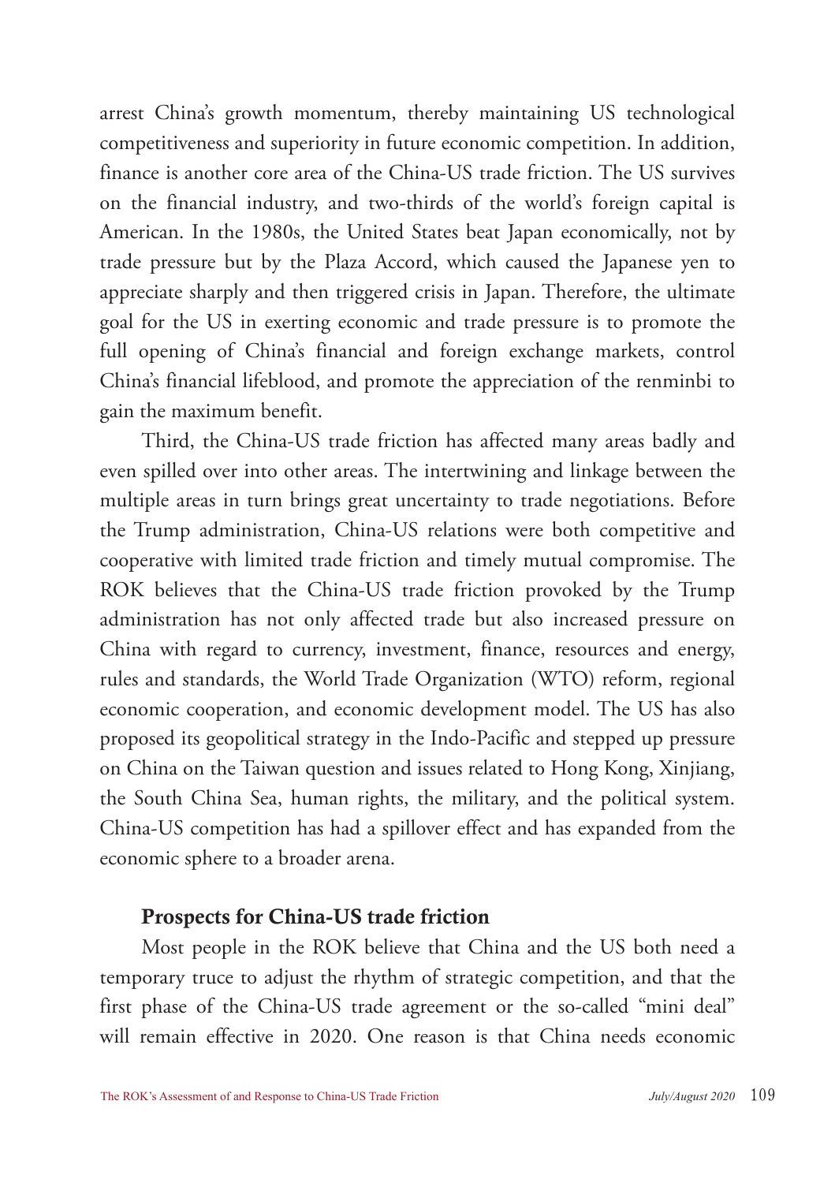arrest China's growth momentum, thereby maintaining US technological competitiveness and superiority in future economic competition. In addition, finance is another core area of the China-US trade friction. The US survives on the financial industry, and two-thirds of the world's foreign capital is American. In the 1980s, the United States beat Japan economically, not by trade pressure but by the Plaza Accord, which caused the Japanese yen to appreciate sharply and then triggered crisis in Japan. Therefore, the ultimate goal for the US in exerting economic and trade pressure is to promote the full opening of China's financial and foreign exchange markets, control China's financial lifeblood, and promote the appreciation of the renminbi to gain the maximum benefit.

Third, the China-US trade friction has affected many areas badly and even spilled over into other areas. The intertwining and linkage between the multiple areas in turn brings great uncertainty to trade negotiations. Before the Trump administration, China-US relations were both competitive and cooperative with limited trade friction and timely mutual compromise. The ROK believes that the China-US trade friction provoked by the Trump administration has not only affected trade but also increased pressure on China with regard to currency, investment, finance, resources and energy, rules and standards, the World Trade Organization (WTO) reform, regional economic cooperation, and economic development model. The US has also proposed its geopolitical strategy in the Indo-Pacific and stepped up pressure on China on the Taiwan question and issues related to Hong Kong, Xinjiang, the South China Sea, human rights, the military, and the political system. China-US competition has had a spillover effect and has expanded from the economic sphere to a broader arena.

## Prospects for China-US trade friction

Most people in the ROK believe that China and the US both need a temporary truce to adjust the rhythm of strategic competition, and that the first phase of the China-US trade agreement or the so-called "mini deal" will remain effective in 2020. One reason is that China needs economic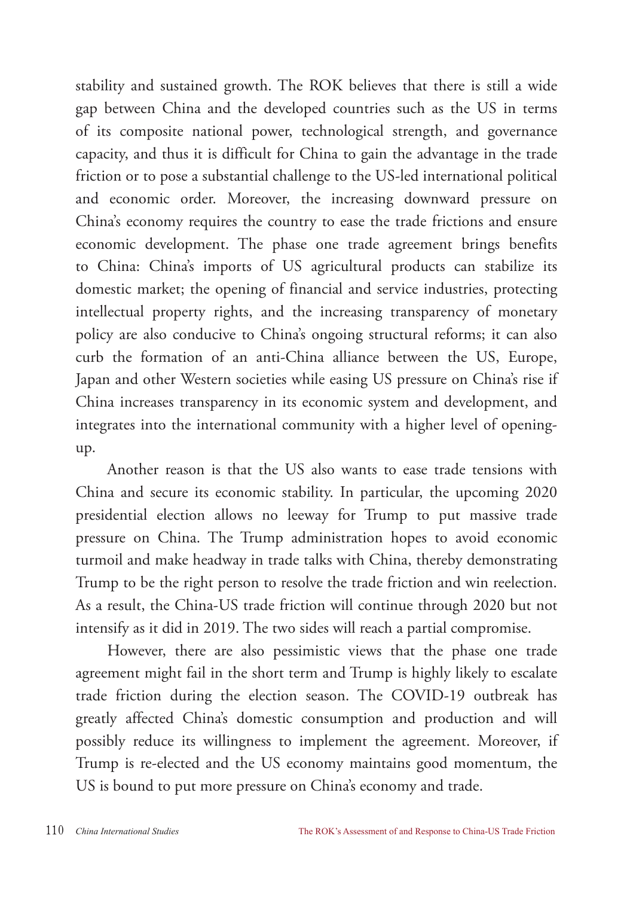stability and sustained growth. The ROK believes that there is still a wide gap between China and the developed countries such as the US in terms of its composite national power, technological strength, and governance capacity, and thus it is difficult for China to gain the advantage in the trade friction or to pose a substantial challenge to the US-led international political and economic order. Moreover, the increasing downward pressure on China's economy requires the country to ease the trade frictions and ensure economic development. The phase one trade agreement brings benefits to China: China's imports of US agricultural products can stabilize its domestic market; the opening of financial and service industries, protecting intellectual property rights, and the increasing transparency of monetary policy are also conducive to China's ongoing structural reforms; it can also curb the formation of an anti-China alliance between the US, Europe, Japan and other Western societies while easing US pressure on China's rise if China increases transparency in its economic system and development, and integrates into the international community with a higher level of opening-up.

Another reason is that the US also wants to ease trade tensions with China and secure its economic stability. In particular, the upcoming 2020 presidential election allows no leeway for Trump to put massive trade pressure on China. The Trump administration hopes to avoid economic turmoil and make headway in trade talks with China, thereby demonstrating Trump to be the right person to resolve the trade friction and win reelection. As a result, the China-US trade friction will continue through 2020 but not intensify as it did in 2019. The two sides will reach a partial compromise.

However, there are also pessimistic views that the phase one trade agreement might fail in the short term and Trump is highly likely to escalate trade friction during the election season. The COVID-19 outbreak has greatly affected China's domestic consumption and production and will possibly reduce its willingness to implement the agreement. Moreover, if Trump is re-elected and the US economy maintains good momentum, the US is bound to put more pressure on China's economy and trade.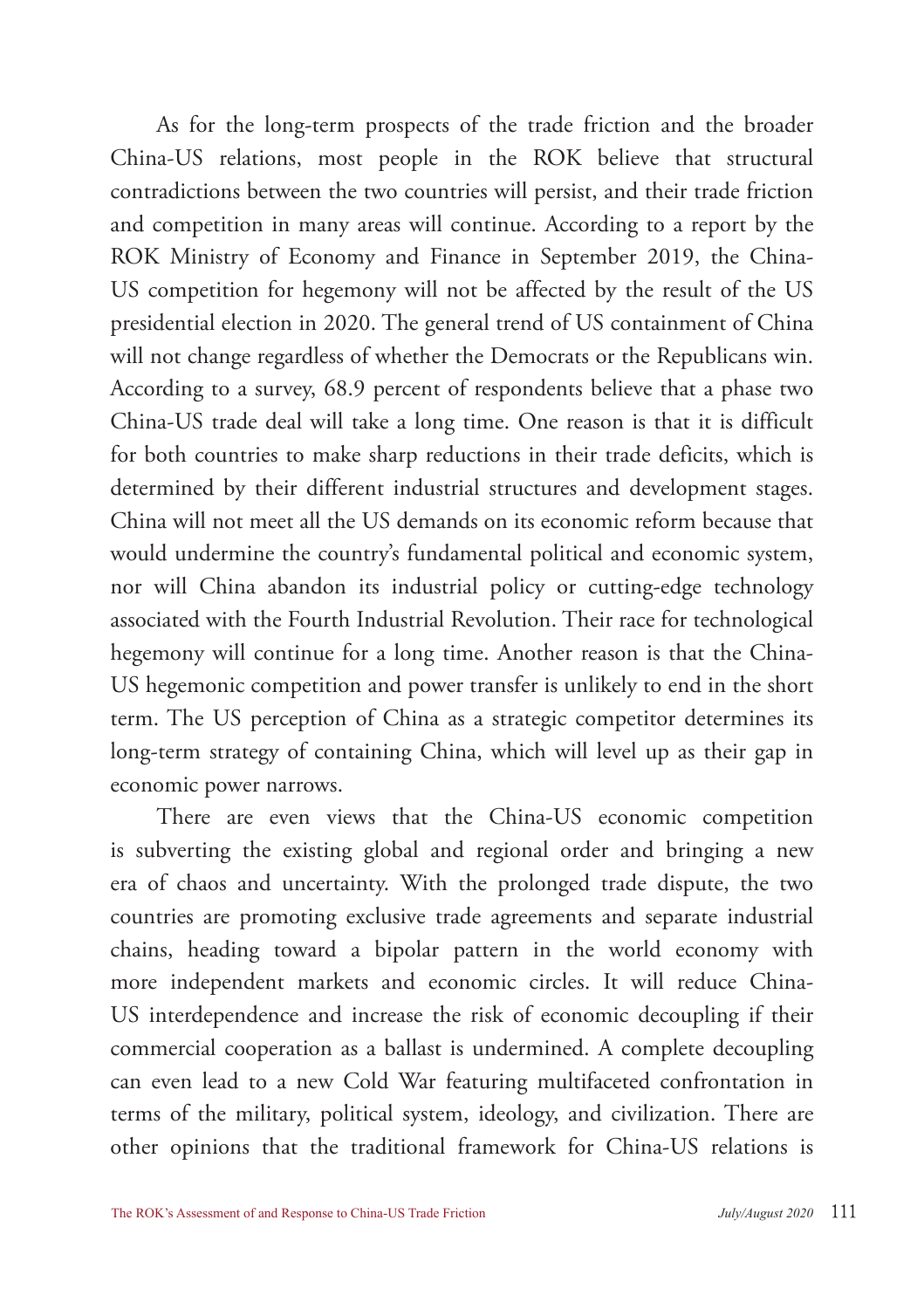As for the long-term prospects of the trade friction and the broader China-US relations, most people in the ROK believe that structural contradictions between the two countries will persist, and their trade friction and competition in many areas will continue. According to a report by the ROK Ministry of Economy and Finance in September 2019, the China-US competition for hegemony will not be affected by the result of the US presidential election in 2020. The general trend of US containment of China will not change regardless of whether the Democrats or the Republicans win. According to a survey, 68.9 percent of respondents believe that a phase two China-US trade deal will take a long time. One reason is that it is difficult for both countries to make sharp reductions in their trade deficits, which is determined by their different industrial structures and development stages. China will not meet all the US demands on its economic reform because that would undermine the country's fundamental political and economic system, nor will China abandon its industrial policy or cutting-edge technology associated with the Fourth Industrial Revolution. Their race for technological hegemony will continue for a long time. Another reason is that the China-US hegemonic competition and power transfer is unlikely to end in the short term. The US perception of China as a strategic competitor determines its long-term strategy of containing China, which will level up as their gap in economic power narrows.

There are even views that the China-US economic competition is subverting the existing global and regional order and bringing a new era of chaos and uncertainty. With the prolonged trade dispute, the two countries are promoting exclusive trade agreements and separate industrial chains, heading toward a bipolar pattern in the world economy with more independent markets and economic circles. It will reduce China-US interdependence and increase the risk of economic decoupling if their commercial cooperation as a ballast is undermined. A complete decoupling can even lead to a new Cold War featuring multifaceted confrontation in terms of the military, political system, ideology, and civilization. There are other opinions that the traditional framework for China-US relations is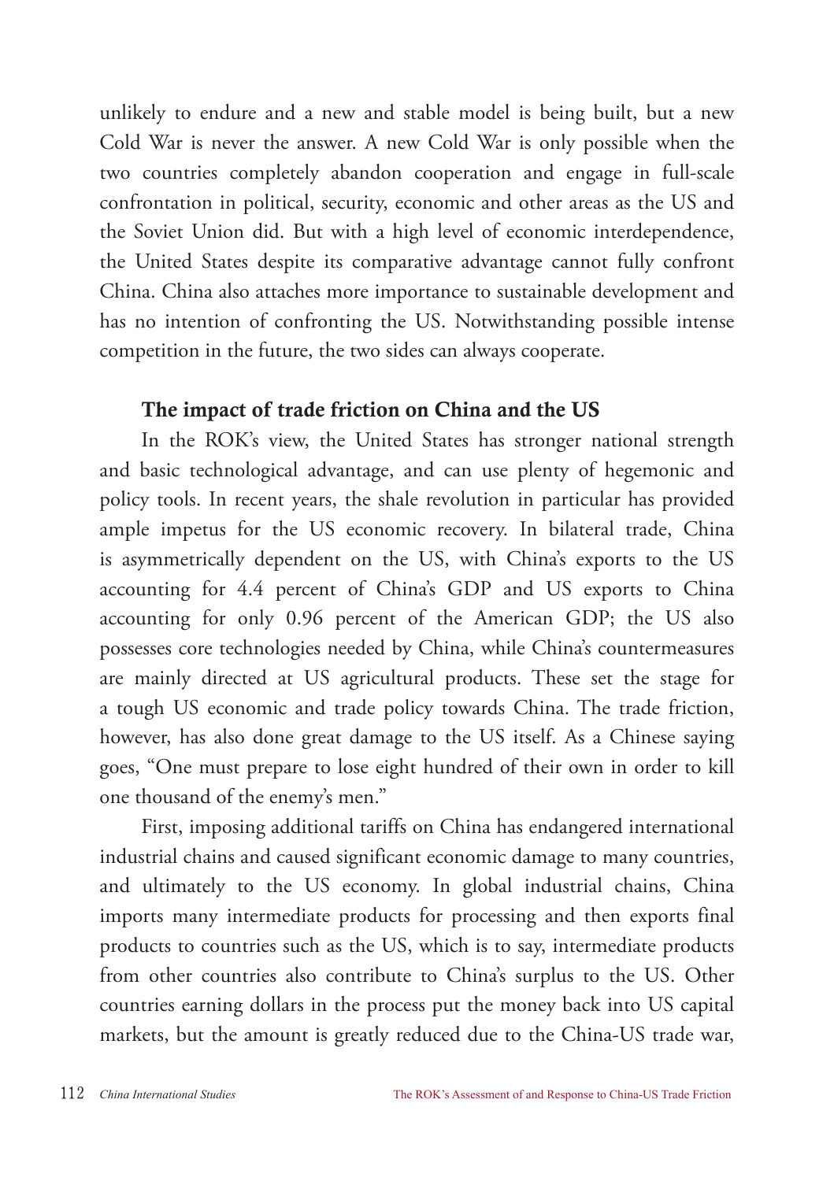unlikely to endure and a new and stable model is being built, but a new Cold War is never the answer. A new Cold War is only possible when the two countries completely abandon cooperation and engage in full-scale confrontation in political, security, economic and other areas as the US and the Soviet Union did. But with a high level of economic interdependence, the United States despite its comparative advantage cannot fully confront China. China also attaches more importance to sustainable development and has no intention of confronting the US. Notwithstanding possible intense competition in the future, the two sides can always cooperate.

## The impact of trade friction on China and the US

In the ROK's view, the United States has stronger national strength and basic technological advantage, and can use plenty of hegemonic and policy tools. In recent years, the shale revolution in particular has provided ample impetus for the US economic recovery. In bilateral trade, China is asymmetrically dependent on the US, with China's exports to the US accounting for 4.4 percent of China's GDP and US exports to China accounting for only 0.96 percent of the American GDP; the US also possesses core technologies needed by China, while China's countermeasures are mainly directed at US agricultural products. These set the stage for a tough US economic and trade policy towards China. The trade friction, however, has also done great damage to the US itself. As a Chinese saying goes, "One must prepare to lose eight hundred of their own in order to kill one thousand of the enemy's men."

First, imposing additional tariffs on China has endangered international industrial chains and caused significant economic damage to many countries, and ultimately to the US economy. In global industrial chains, China imports many intermediate products for processing and then exports final products to countries such as the US, which is to say, intermediate products from other countries also contribute to China's surplus to the US. Other countries earning dollars in the process put the money back into US capital markets, but the amount is greatly reduced due to the China-US trade war,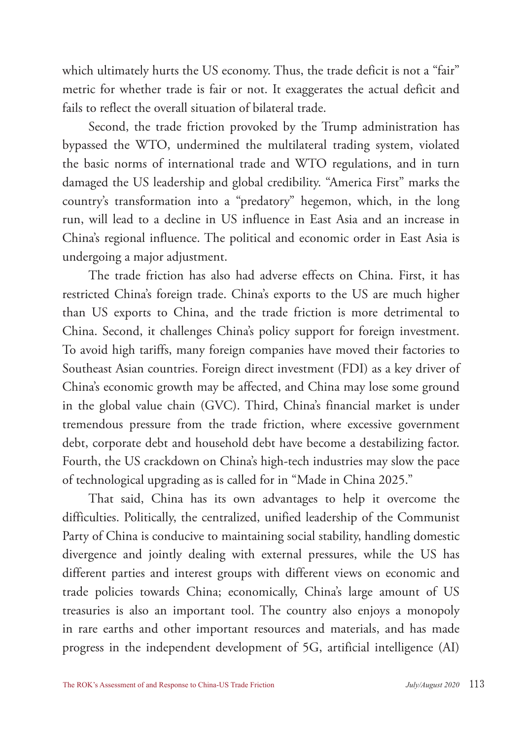which ultimately hurts the US economy. Thus, the trade deficit is not a "fair" metric for whether trade is fair or not. It exaggerates the actual deficit and fails to reflect the overall situation of bilateral trade.

Second, the trade friction provoked by the Trump administration has bypassed the WTO, undermined the multilateral trading system, violated the basic norms of international trade and WTO regulations, and in turn damaged the US leadership and global credibility. "America First" marks the country's transformation into a "predatory" hegemon, which, in the long run, will lead to a decline in US influence in East Asia and an increase in China's regional influence. The political and economic order in East Asia is undergoing a major adjustment.

The trade friction has also had adverse effects on China. First, it has restricted China's foreign trade. China's exports to the US are much higher than US exports to China, and the trade friction is more detrimental to China. Second, it challenges China's policy support for foreign investment. To avoid high tariffs, many foreign companies have moved their factories to Southeast Asian countries. Foreign direct investment (FDI) as a key driver of China's economic growth may be affected, and China may lose some ground in the global value chain (GVC). Third, China's financial market is under tremendous pressure from the trade friction, where excessive government debt, corporate debt and household debt have become a destabilizing factor. Fourth, the US crackdown on China's high-tech industries may slow the pace of technological upgrading as is called for in "Made in China 2025."

That said, China has its own advantages to help it overcome the difficulties. Politically, the centralized, unified leadership of the Communist Party of China is conducive to maintaining social stability, handling domestic divergence and jointly dealing with external pressures, while the US has different parties and interest groups with different views on economic and trade policies towards China; economically, China's large amount of US treasuries is also an important tool. The country also enjoys a monopoly in rare earths and other important resources and materials, and has made progress in the independent development of 5G, artificial intelligence (AI)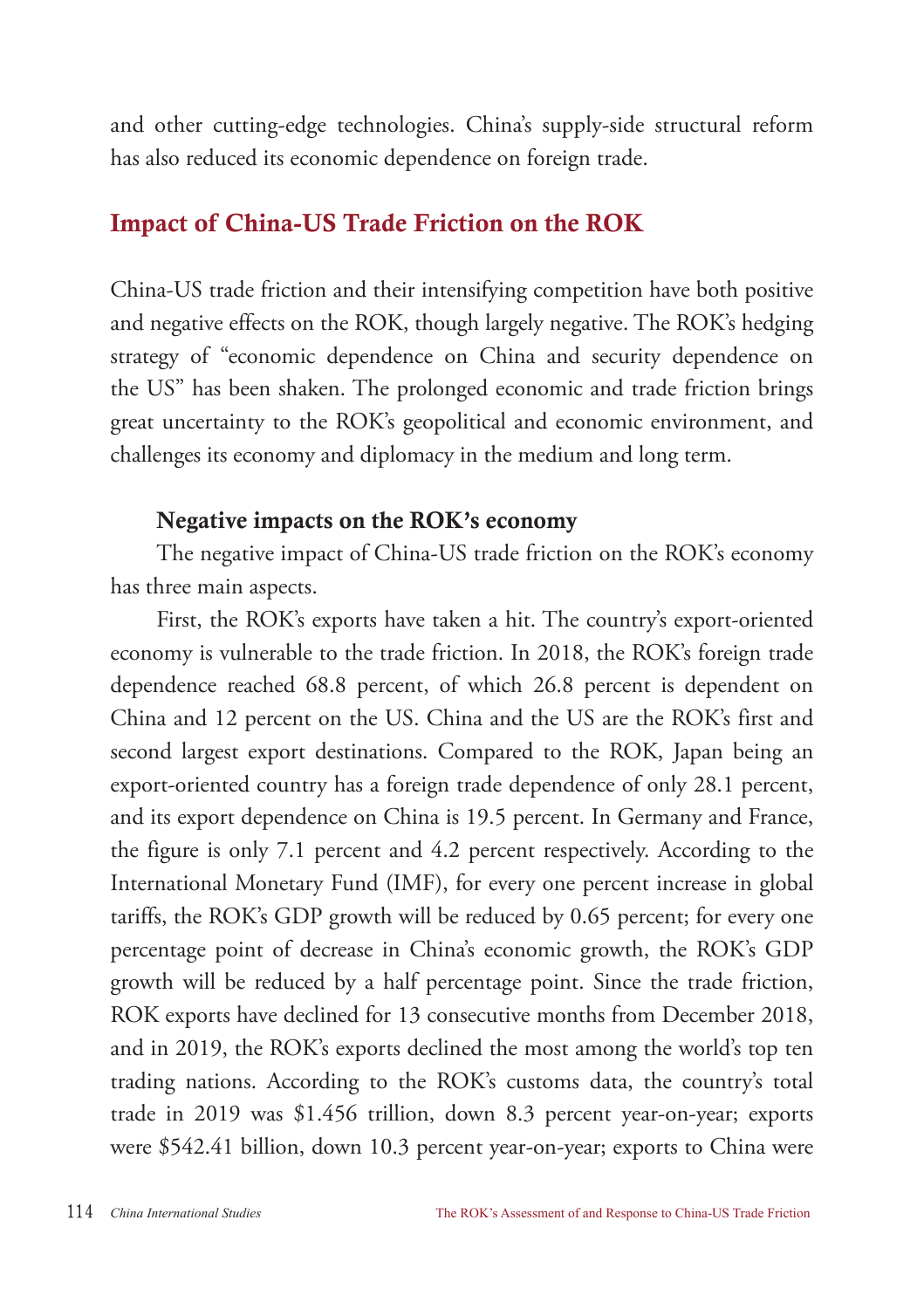and other cutting-edge technologies. China's supply-side structural reform has also reduced its economic dependence on foreign trade.

## Impact of China-US Trade Friction on the ROK

China-US trade friction and their intensifying competition have both positive and negative effects on the ROK, though largely negative. The ROK's hedging strategy of "economic dependence on China and security dependence on the US" has been shaken. The prolonged economic and trade friction brings great uncertainty to the ROK's geopolitical and economic environment, and challenges its economy and diplomacy in the medium and long term.

### Negative impacts on the ROK's economy

The negative impact of China-US trade friction on the ROK's economy has three main aspects.

First, the ROK's exports have taken a hit. The country's export-oriented economy is vulnerable to the trade friction. In 2018, the ROK's foreign trade dependence reached 68.8 percent, of which 26.8 percent is dependent on China and 12 percent on the US. China and the US are the ROK's first and second largest export destinations. Compared to the ROK, Japan being an export-oriented country has a foreign trade dependence of only 28.1 percent, and its export dependence on China is 19.5 percent. In Germany and France, the figure is only 7.1 percent and 4.2 percent respectively. According to the International Monetary Fund (IMF), for every one percent increase in global tariffs, the ROK's GDP growth will be reduced by 0.65 percent; for every one percentage point of decrease in China's economic growth, the ROK's GDP growth will be reduced by a half percentage point. Since the trade friction, ROK exports have declined for 13 consecutive months from December 2018, and in 2019, the ROK's exports declined the most among the world's top ten trading nations. According to the ROK's customs data, the country's total trade in 2019 was $1.456 trillion, down 8.3 percent year-on-year; exports were $542.41 billion, down 10.3 percent year-on-year; exports to China were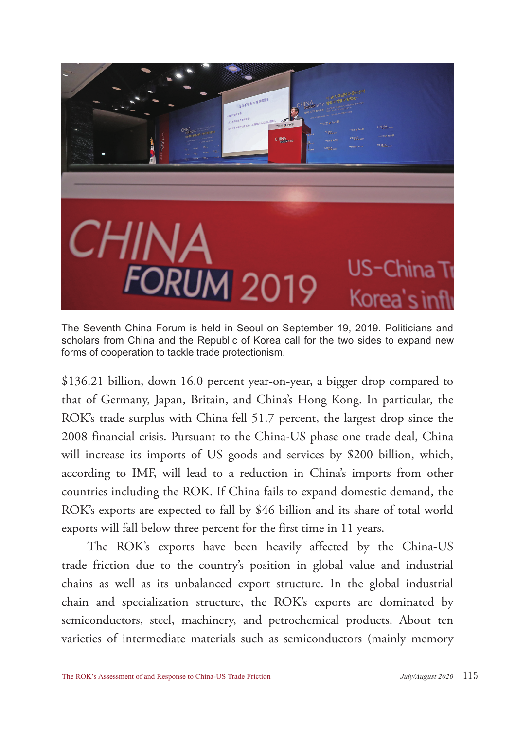The Seventh China Forum is held in Seoul on September 19, 2019. Politicians and scholars from China and the Republic of Korea call for the two sides to expand new forms of cooperation to tackle trade protectionism.

$136.21 billion, down 16.0 percent year-on-year, a bigger drop compared to that of Germany, Japan, Britain, and China's Hong Kong. In particular, the ROK's trade surplus with China fell 51.7 percent, the largest drop since the 2008 financial crisis. Pursuant to the China-US phase one trade deal, China will increase its imports of US goods and services by $200 billion, which, according to IMF, will lead to a reduction in China's imports from other countries including the ROK. If China fails to expand domestic demand, the ROK's exports are expected to fall by $46 billion and its share of total world exports will fall below three percent for the first time in 11 years.

The ROK's exports have been heavily affected by the China-US trade friction due to the country's position in global value and industrial chains as well as its unbalanced export structure. In the global industrial chain and specialization structure, the ROK's exports are dominated by semiconductors, steel, machinery, and petrochemical products. About ten varieties of intermediate materials such as semiconductors (mainly memory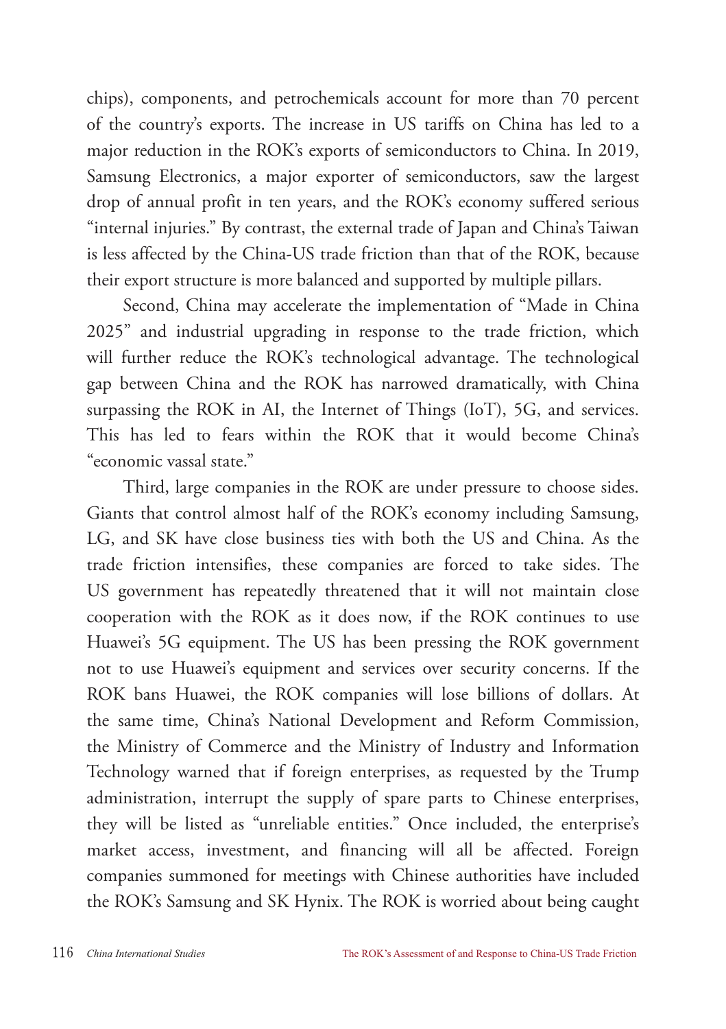chips), components, and petrochemicals account for more than 70 percent of the country's exports. The increase in US tariffs on China has led to a major reduction in the ROK's exports of semiconductors to China. In 2019, Samsung Electronics, a major exporter of semiconductors, saw the largest drop of annual profit in ten years, and the ROK's economy suffered serious "internal injuries." By contrast, the external trade of Japan and China's Taiwan is less affected by the China-US trade friction than that of the ROK, because their export structure is more balanced and supported by multiple pillars.

Second, China may accelerate the implementation of "Made in China 2025" and industrial upgrading in response to the trade friction, which will further reduce the ROK's technological advantage. The technological gap between China and the ROK has narrowed dramatically, with China surpassing the ROK in AI, the Internet of Things (IoT), 5G, and services. This has led to fears within the ROK that it would become China's "economic vassal state."

Third, large companies in the ROK are under pressure to choose sides. Giants that control almost half of the ROK's economy including Samsung, LG, and SK have close business ties with both the US and China. As the trade friction intensifies, these companies are forced to take sides. The US government has repeatedly threatened that it will not maintain close cooperation with the ROK as it does now, if the ROK continues to use Huawei's 5G equipment. The US has been pressing the ROK government not to use Huawei's equipment and services over security concerns. If the ROK bans Huawei, the ROK companies will lose billions of dollars. At the same time, China's National Development and Reform Commission, the Ministry of Commerce and the Ministry of Industry and Information Technology warned that if foreign enterprises, as requested by the Trump administration, interrupt the supply of spare parts to Chinese enterprises, they will be listed as "unreliable entities." Once included, the enterprise's market access, investment, and financing will all be affected. Foreign companies summoned for meetings with Chinese authorities have included the ROK's Samsung and SK Hynix. The ROK is worried about being caught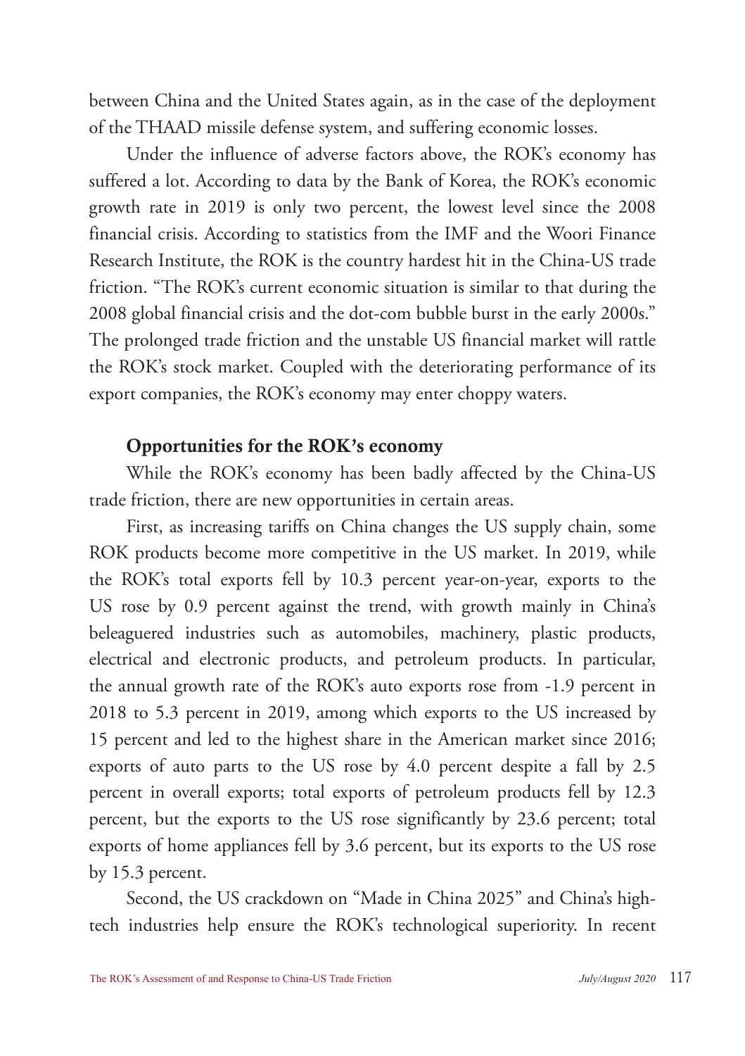between China and the United States again, as in the case of the deployment of the THAAD missile defense system, and suffering economic losses.

Under the influence of adverse factors above, the ROK's economy has suffered a lot. According to data by the Bank of Korea, the ROK's economic growth rate in 2019 is only two percent, the lowest level since the 2008 financial crisis. According to statistics from the IMF and the Woori Finance Research Institute, the ROK is the country hardest hit in the China-US trade friction. "The ROK's current economic situation is similar to that during the 2008 global financial crisis and the dot-com bubble burst in the early 2000s." The prolonged trade friction and the unstable US financial market will rattle the ROK's stock market. Coupled with the deteriorating performance of its export companies, the ROK's economy may enter choppy waters.

### Opportunities for the ROK's economy

While the ROK's economy has been badly affected by the China-US trade friction, there are new opportunities in certain areas.

First, as increasing tariffs on China changes the US supply chain, some ROK products become more competitive in the US market. In 2019, while the ROK's total exports fell by 10.3 percent year-on-year, exports to the US rose by 0.9 percent against the trend, with growth mainly in China's beleaguered industries such as automobiles, machinery, plastic products, electrical and electronic products, and petroleum products. In particular, the annual growth rate of the ROK's auto exports rose from -1.9 percent in 2018 to 5.3 percent in 2019, among which exports to the US increased by 15 percent and led to the highest share in the American market since 2016; exports of auto parts to the US rose by 4.0 percent despite a fall by 2.5 percent in overall exports; total exports of petroleum products fell by 12.3 percent, but the exports to the US rose significantly by 23.6 percent; total exports of home appliances fell by 3.6 percent, but its exports to the US rose by 15.3 percent.

Second, the US crackdown on "Made in China 2025" and China's high-tech industries help ensure the ROK's technological superiority. In recent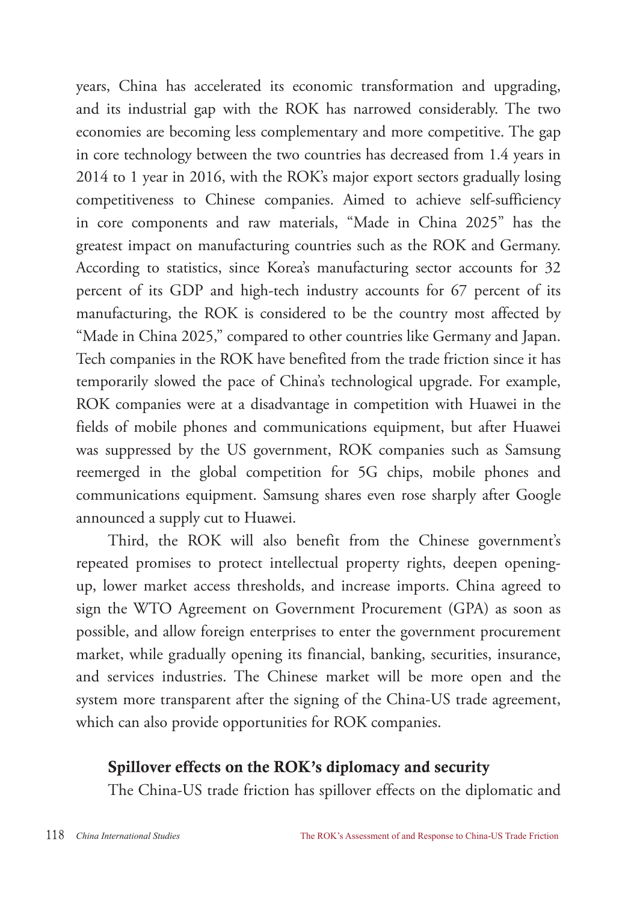years, China has accelerated its economic transformation and upgrading, and its industrial gap with the ROK has narrowed considerably. The two economies are becoming less complementary and more competitive. The gap in core technology between the two countries has decreased from 1.4 years in 2014 to 1 year in 2016, with the ROK's major export sectors gradually losing competitiveness to Chinese companies. Aimed to achieve self-sufficiency in core components and raw materials, "Made in China 2025" has the greatest impact on manufacturing countries such as the ROK and Germany. According to statistics, since Korea's manufacturing sector accounts for 32 percent of its GDP and high-tech industry accounts for 67 percent of its manufacturing, the ROK is considered to be the country most affected by "Made in China 2025," compared to other countries like Germany and Japan. Tech companies in the ROK have benefited from the trade friction since it has temporarily slowed the pace of China's technological upgrade. For example, ROK companies were at a disadvantage in competition with Huawei in the fields of mobile phones and communications equipment, but after Huawei was suppressed by the US government, ROK companies such as Samsung reemerged in the global competition for 5G chips, mobile phones and communications equipment. Samsung shares even rose sharply after Google announced a supply cut to Huawei.

Third, the ROK will also benefit from the Chinese government's repeated promises to protect intellectual property rights, deepen opening-up, lower market access thresholds, and increase imports. China agreed to sign the WTO Agreement on Government Procurement (GPA) as soon as possible, and allow foreign enterprises to enter the government procurement market, while gradually opening its financial, banking, securities, insurance, and services industries. The Chinese market will be more open and the system more transparent after the signing of the China-US trade agreement, which can also provide opportunities for ROK companies.

### Spillover effects on the ROK's diplomacy and security

The China-US trade friction has spillover effects on the diplomatic and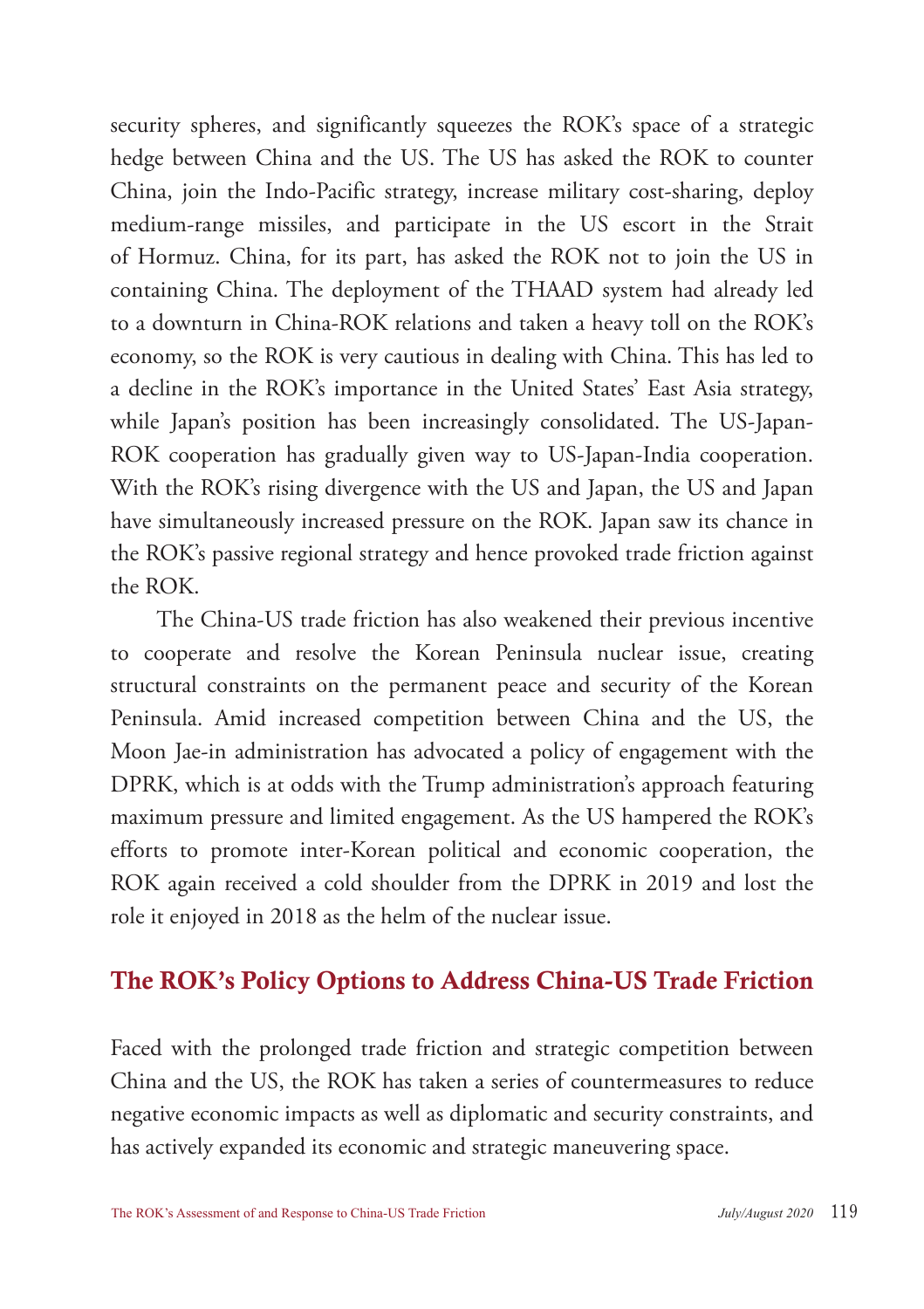security spheres, and significantly squeezes the ROK's space of a strategic hedge between China and the US. The US has asked the ROK to counter China, join the Indo-Pacific strategy, increase military cost-sharing, deploy medium-range missiles, and participate in the US escort in the Strait of Hormuz. China, for its part, has asked the ROK not to join the US in containing China. The deployment of the THAAD system had already led to a downturn in China-ROK relations and taken a heavy toll on the ROK's economy, so the ROK is very cautious in dealing with China. This has led to a decline in the ROK's importance in the United States' East Asia strategy, while Japan's position has been increasingly consolidated. The US-Japan-ROK cooperation has gradually given way to US-Japan-India cooperation. With the ROK's rising divergence with the US and Japan, the US and Japan have simultaneously increased pressure on the ROK. Japan saw its chance in the ROK's passive regional strategy and hence provoked trade friction against the ROK.

The China-US trade friction has also weakened their previous incentive to cooperate and resolve the Korean Peninsula nuclear issue, creating structural constraints on the permanent peace and security of the Korean Peninsula. Amid increased competition between China and the US, the Moon Jae-in administration has advocated a policy of engagement with the DPRK, which is at odds with the Trump administration's approach featuring maximum pressure and limited engagement. As the US hampered the ROK's efforts to promote inter-Korean political and economic cooperation, the ROK again received a cold shoulder from the DPRK in 2019 and lost the role it enjoyed in 2018 as the helm of the nuclear issue.

## The ROK's Policy Options to Address China-US Trade Friction

Faced with the prolonged trade friction and strategic competition between China and the US, the ROK has taken a series of countermeasures to reduce negative economic impacts as well as diplomatic and security constraints, and has actively expanded its economic and strategic maneuvering space.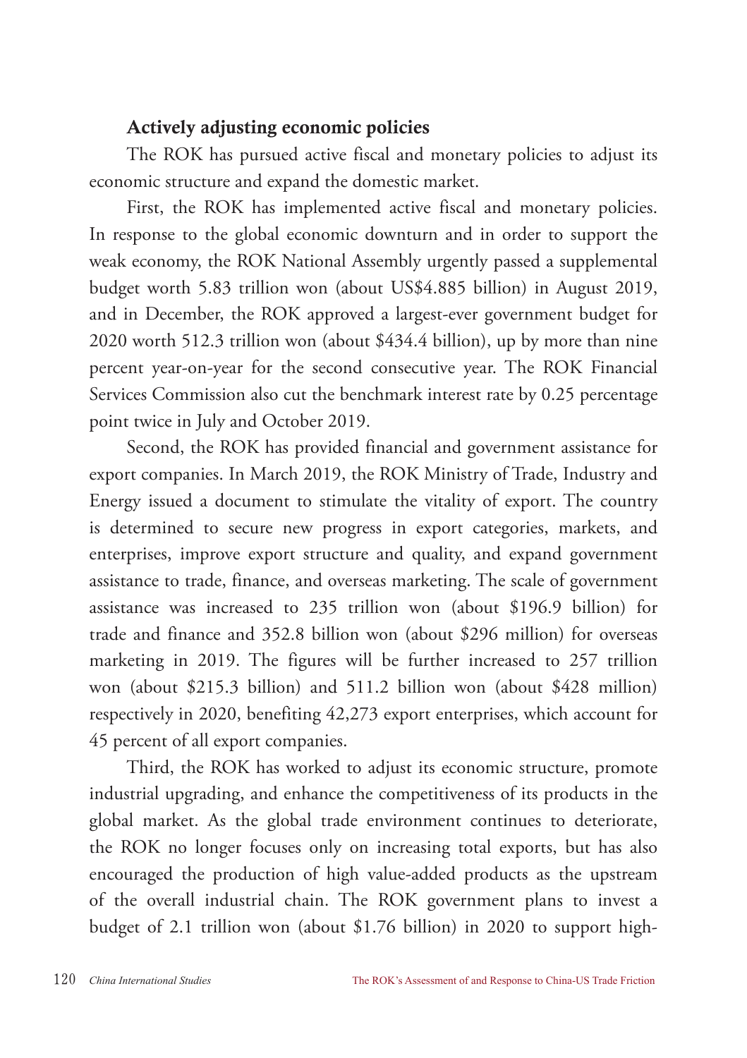### Actively adjusting economic policies

The ROK has pursued active fiscal and monetary policies to adjust its economic structure and expand the domestic market.

First, the ROK has implemented active fiscal and monetary policies. In response to the global economic downturn and in order to support the weak economy, the ROK National Assembly urgently passed a supplemental budget worth 5.83 trillion won (about US$4.885 billion) in August 2019, and in December, the ROK approved a largest-ever government budget for 2020 worth 512.3 trillion won (about $434.4 billion), up by more than nine percent year-on-year for the second consecutive year. The ROK Financial Services Commission also cut the benchmark interest rate by 0.25 percentage point twice in July and October 2019.

Second, the ROK has provided financial and government assistance for export companies. In March 2019, the ROK Ministry of Trade, Industry and Energy issued a document to stimulate the vitality of export. The country is determined to secure new progress in export categories, markets, and enterprises, improve export structure and quality, and expand government assistance to trade, finance, and overseas marketing. The scale of government assistance was increased to 235 trillion won (about $196.9 billion) for trade and finance and 352.8 billion won (about $296 million) for overseas marketing in 2019. The figures will be further increased to 257 trillion won (about $215.3 billion) and 511.2 billion won (about $428 million) respectively in 2020, benefiting 42,273 export enterprises, which account for 45 percent of all export companies.

Third, the ROK has worked to adjust its economic structure, promote industrial upgrading, and enhance the competitiveness of its products in the global market. As the global trade environment continues to deteriorate, the ROK no longer focuses only on increasing total exports, but has also encouraged the production of high value-added products as the upstream of the overall industrial chain. The ROK government plans to invest a budget of 2.1 trillion won (about $1.76 billion) in 2020 to support high-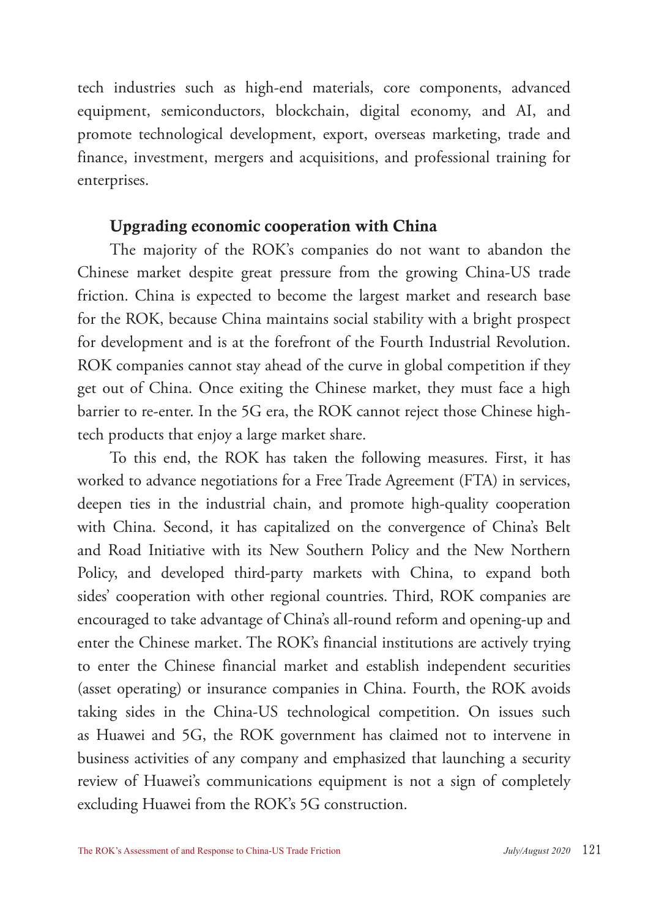tech industries such as high-end materials, core components, advanced equipment, semiconductors, blockchain, digital economy, and AI, and promote technological development, export, overseas marketing, trade and finance, investment, mergers and acquisitions, and professional training for enterprises.

### Upgrading economic cooperation with China

The majority of the ROK's companies do not want to abandon the Chinese market despite great pressure from the growing China-US trade friction. China is expected to become the largest market and research base for the ROK, because China maintains social stability with a bright prospect for development and is at the forefront of the Fourth Industrial Revolution. ROK companies cannot stay ahead of the curve in global competition if they get out of China. Once exiting the Chinese market, they must face a high barrier to re-enter. In the 5G era, the ROK cannot reject those Chinese high-tech products that enjoy a large market share.

To this end, the ROK has taken the following measures. First, it has worked to advance negotiations for a Free Trade Agreement (FTA) in services, deepen ties in the industrial chain, and promote high-quality cooperation with China. Second, it has capitalized on the convergence of China's Belt and Road Initiative with its New Southern Policy and the New Northern Policy, and developed third-party markets with China, to expand both sides' cooperation with other regional countries. Third, ROK companies are encouraged to take advantage of China's all-round reform and opening-up and enter the Chinese market. The ROK's financial institutions are actively trying to enter the Chinese financial market and establish independent securities (asset operating) or insurance companies in China. Fourth, the ROK avoids taking sides in the China-US technological competition. On issues such as Huawei and 5G, the ROK government has claimed not to intervene in business activities of any company and emphasized that launching a security review of Huawei's communications equipment is not a sign of completely excluding Huawei from the ROK's 5G construction.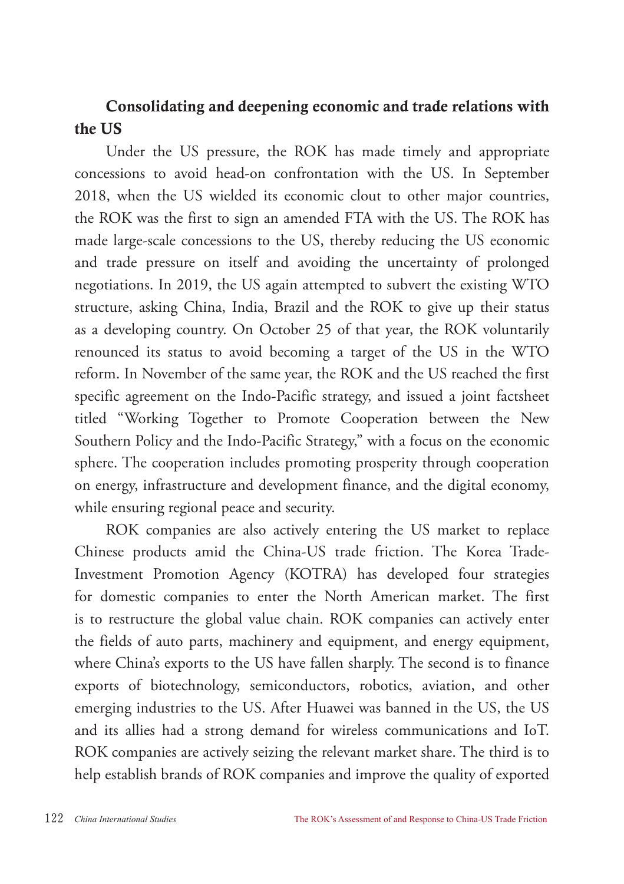### Consolidating and deepening economic and trade relations with the US

Under the US pressure, the ROK has made timely and appropriate concessions to avoid head-on confrontation with the US. In September 2018, when the US wielded its economic clout to other major countries, the ROK was the first to sign an amended FTA with the US. The ROK has made large-scale concessions to the US, thereby reducing the US economic and trade pressure on itself and avoiding the uncertainty of prolonged negotiations. In 2019, the US again attempted to subvert the existing WTO structure, asking China, India, Brazil and the ROK to give up their status as a developing country. On October 25 of that year, the ROK voluntarily renounced its status to avoid becoming a target of the US in the WTO reform. In November of the same year, the ROK and the US reached the first specific agreement on the Indo-Pacific strategy, and issued a joint factsheet titled "Working Together to Promote Cooperation between the New Southern Policy and the Indo-Pacific Strategy," with a focus on the economic sphere. The cooperation includes promoting prosperity through cooperation on energy, infrastructure and development finance, and the digital economy, while ensuring regional peace and security.

ROK companies are also actively entering the US market to replace Chinese products amid the China-US trade friction. The Korea Trade-Investment Promotion Agency (KOTRA) has developed four strategies for domestic companies to enter the North American market. The first is to restructure the global value chain. ROK companies can actively enter the fields of auto parts, machinery and equipment, and energy equipment, where China's exports to the US have fallen sharply. The second is to finance exports of biotechnology, semiconductors, robotics, aviation, and other emerging industries to the US. After Huawei was banned in the US, the US and its allies had a strong demand for wireless communications and IoT. ROK companies are actively seizing the relevant market share. The third is to help establish brands of ROK companies and improve the quality of exported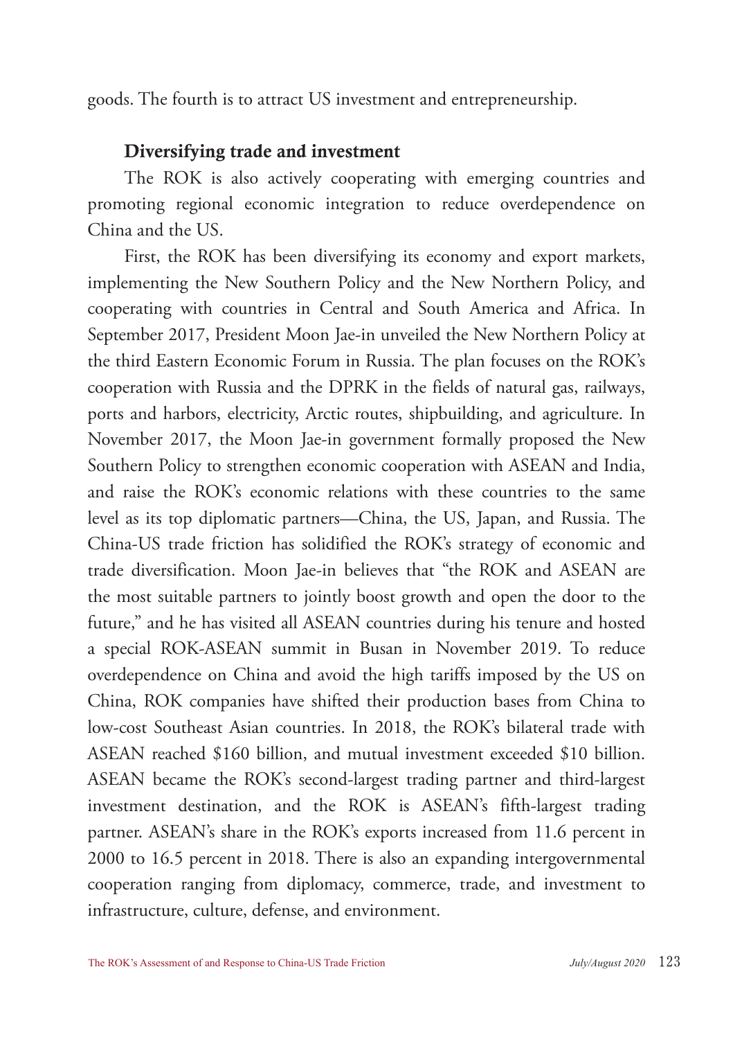goods. The fourth is to attract US investment and entrepreneurship.

### Diversifying trade and investment

The ROK is also actively cooperating with emerging countries and promoting regional economic integration to reduce overdependence on China and the US.

First, the ROK has been diversifying its economy and export markets, implementing the New Southern Policy and the New Northern Policy, and cooperating with countries in Central and South America and Africa. In September 2017, President Moon Jae-in unveiled the New Northern Policy at the third Eastern Economic Forum in Russia. The plan focuses on the ROK's cooperation with Russia and the DPRK in the fields of natural gas, railways, ports and harbors, electricity, Arctic routes, shipbuilding, and agriculture. In November 2017, the Moon Jae-in government formally proposed the New Southern Policy to strengthen economic cooperation with ASEAN and India, and raise the ROK's economic relations with these countries to the same level as its top diplomatic partners—China, the US, Japan, and Russia. The China-US trade friction has solidified the ROK's strategy of economic and trade diversification. Moon Jae-in believes that "the ROK and ASEAN are the most suitable partners to jointly boost growth and open the door to the future," and he has visited all ASEAN countries during his tenure and hosted a special ROK-ASEAN summit in Busan in November 2019. To reduce overdependence on China and avoid the high tariffs imposed by the US on China, ROK companies have shifted their production bases from China to low-cost Southeast Asian countries. In 2018, the ROK's bilateral trade with ASEAN reached \$160 billion, and mutual investment exceeded \$10 billion. ASEAN became the ROK's second-largest trading partner and third-largest investment destination, and the ROK is ASEAN's fifth-largest trading partner. ASEAN's share in the ROK's exports increased from 11.6 percent in 2000 to 16.5 percent in 2018. There is also an expanding intergovernmental cooperation ranging from diplomacy, commerce, trade, and investment to infrastructure, culture, defense, and environment.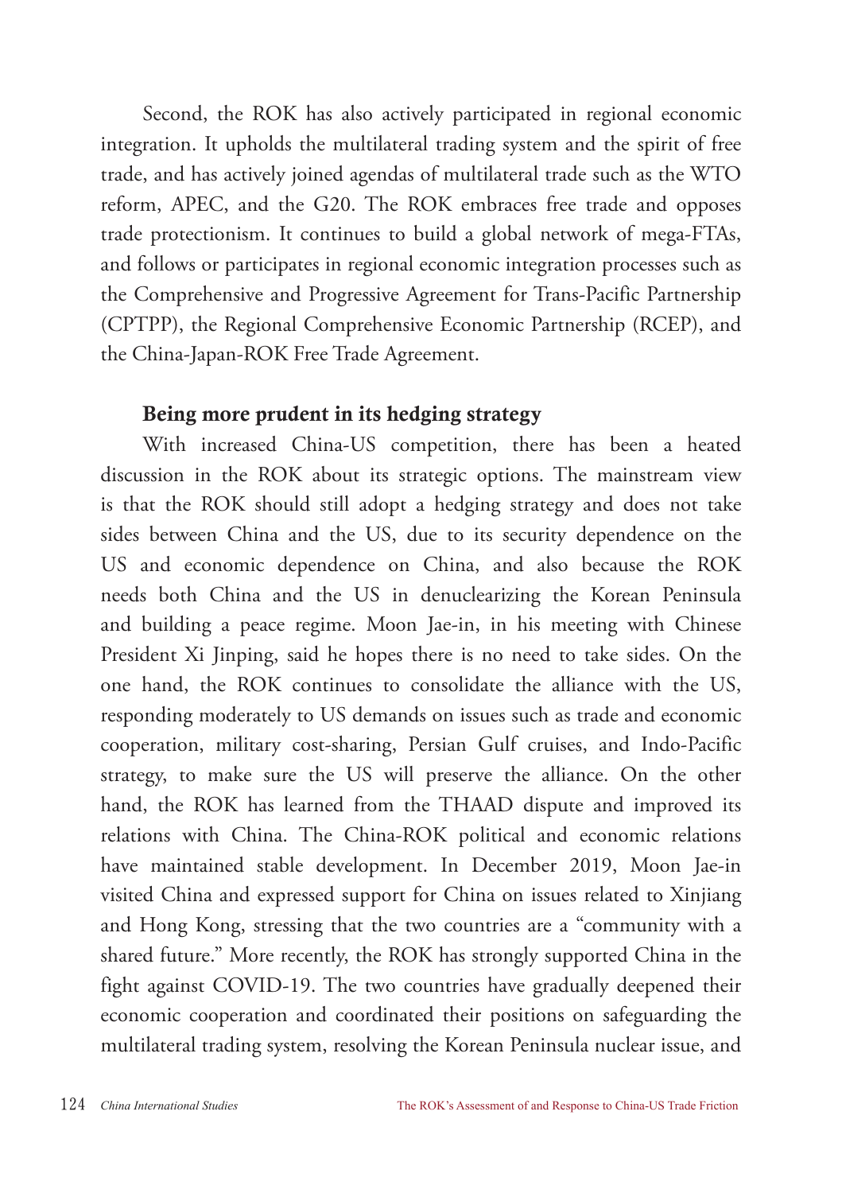Second, the ROK has also actively participated in regional economic integration. It upholds the multilateral trading system and the spirit of free trade, and has actively joined agendas of multilateral trade such as the WTO reform, APEC, and the G20. The ROK embraces free trade and opposes trade protectionism. It continues to build a global network of mega-FTAs, and follows or participates in regional economic integration processes such as the Comprehensive and Progressive Agreement for Trans-Pacific Partnership (CPTPP), the Regional Comprehensive Economic Partnership (RCEP), and the China-Japan-ROK Free Trade Agreement.

### Being more prudent in its hedging strategy

With increased China-US competition, there has been a heated discussion in the ROK about its strategic options. The mainstream view is that the ROK should still adopt a hedging strategy and does not take sides between China and the US, due to its security dependence on the US and economic dependence on China, and also because the ROK needs both China and the US in denuclearizing the Korean Peninsula and building a peace regime. Moon Jae-in, in his meeting with Chinese President Xi Jinping, said he hopes there is no need to take sides. On the one hand, the ROK continues to consolidate the alliance with the US, responding moderately to US demands on issues such as trade and economic cooperation, military cost-sharing, Persian Gulf cruises, and Indo-Pacific strategy, to make sure the US will preserve the alliance. On the other hand, the ROK has learned from the THAAD dispute and improved its relations with China. The China-ROK political and economic relations have maintained stable development. In December 2019, Moon Jae-in visited China and expressed support for China on issues related to Xinjiang and Hong Kong, stressing that the two countries are a "community with a shared future." More recently, the ROK has strongly supported China in the fight against COVID-19. The two countries have gradually deepened their economic cooperation and coordinated their positions on safeguarding the multilateral trading system, resolving the Korean Peninsula nuclear issue, and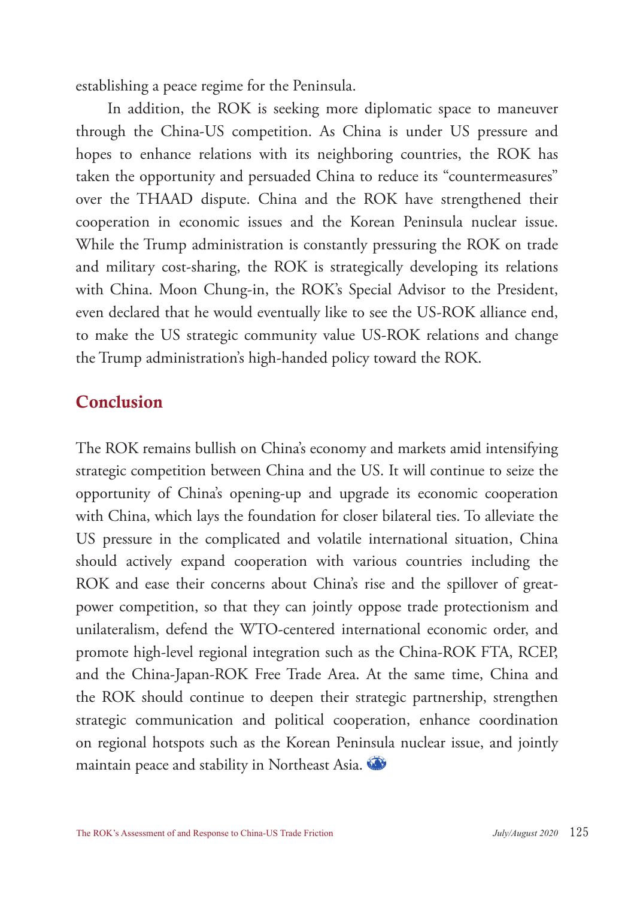establishing a peace regime for the Peninsula.

In addition, the ROK is seeking more diplomatic space to maneuver through the China-US competition. As China is under US pressure and hopes to enhance relations with its neighboring countries, the ROK has taken the opportunity and persuaded China to reduce its "countermeasures" over the THAAD dispute. China and the ROK have strengthened their cooperation in economic issues and the Korean Peninsula nuclear issue. While the Trump administration is constantly pressuring the ROK on trade and military cost-sharing, the ROK is strategically developing its relations with China. Moon Chung-in, the ROK's Special Advisor to the President, even declared that he would eventually like to see the US-ROK alliance end, to make the US strategic community value US-ROK relations and change the Trump administration's high-handed policy toward the ROK.

## Conclusion

The ROK remains bullish on China's economy and markets amid intensifying strategic competition between China and the US. It will continue to seize the opportunity of China's opening-up and upgrade its economic cooperation with China, which lays the foundation for closer bilateral ties. To alleviate the US pressure in the complicated and volatile international situation, China should actively expand cooperation with various countries including the ROK and ease their concerns about China's rise and the spillover of great-power competition, so that they can jointly oppose trade protectionism and unilateralism, defend the WTO-centered international economic order, and promote high-level regional integration such as the China-ROK FTA, RCEP, and the China-Japan-ROK Free Trade Area. At the same time, China and the ROK should continue to deepen their strategic partnership, strengthen strategic communication and political cooperation, enhance coordination on regional hotspots such as the Korean Peninsula nuclear issue, and jointly maintain peace and stability in Northeast Asia.